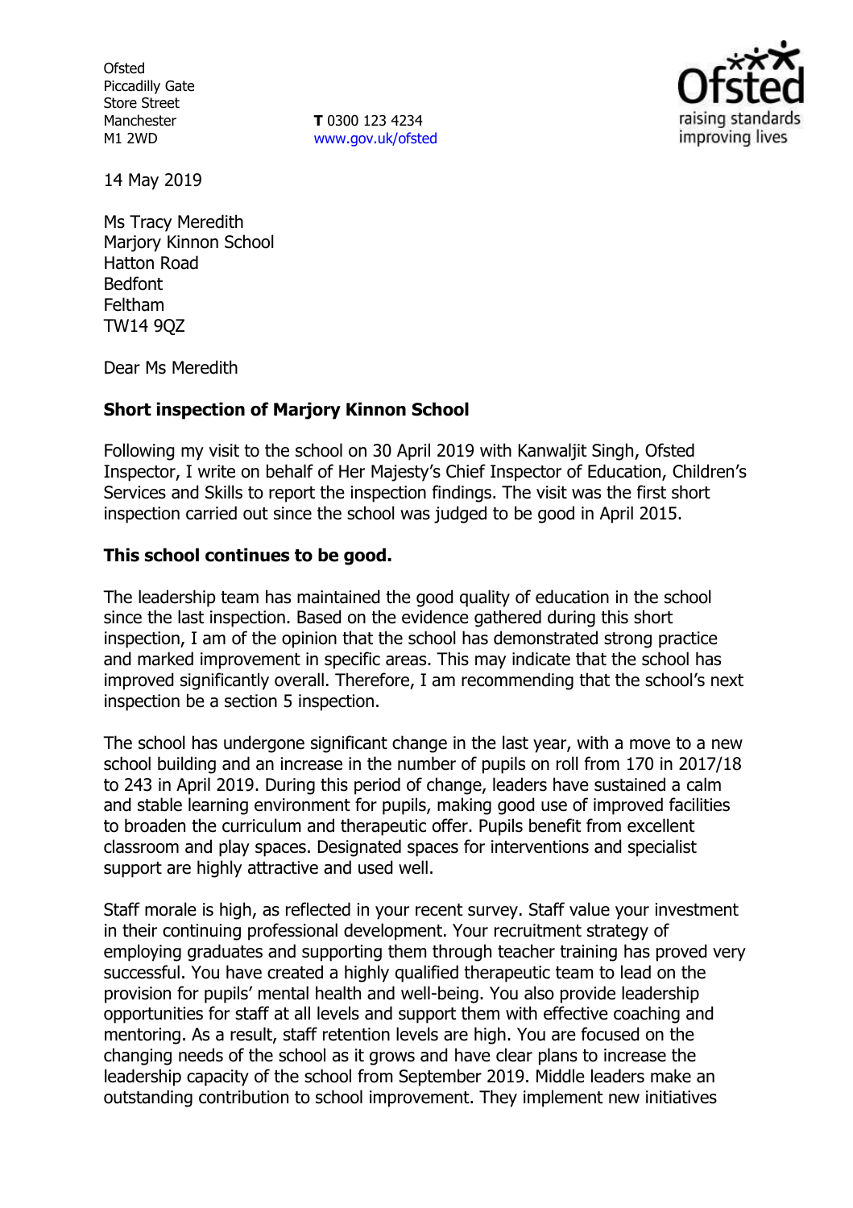Ofsted
Piccadilly Gate
Store Street
Manchester
M1 2WD

**T** 0300 123 4234
www.gov.uk/ofsted

14 May 2019

Ms Tracy Meredith
Marjory Kinnon School
Hatton Road
Bedfont
Feltham
TW14 9QZ

Dear Ms Meredith

**Short inspection of Marjory Kinnon School**

Following my visit to the school on 30 April 2019 with Kanwaljit Singh, Ofsted Inspector, I write on behalf of Her Majesty's Chief Inspector of Education, Children's Services and Skills to report the inspection findings. The visit was the first short inspection carried out since the school was judged to be good in April 2015.

**This school continues to be good.**

The leadership team has maintained the good quality of education in the school since the last inspection. Based on the evidence gathered during this short inspection, I am of the opinion that the school has demonstrated strong practice and marked improvement in specific areas. This may indicate that the school has improved significantly overall. Therefore, I am recommending that the school's next inspection be a section 5 inspection.

The school has undergone significant change in the last year, with a move to a new school building and an increase in the number of pupils on roll from 170 in 2017/18 to 243 in April 2019. During this period of change, leaders have sustained a calm and stable learning environment for pupils, making good use of improved facilities to broaden the curriculum and therapeutic offer. Pupils benefit from excellent classroom and play spaces. Designated spaces for interventions and specialist support are highly attractive and used well.

Staff morale is high, as reflected in your recent survey. Staff value your investment in their continuing professional development. Your recruitment strategy of employing graduates and supporting them through teacher training has proved very successful. You have created a highly qualified therapeutic team to lead on the provision for pupils' mental health and well-being. You also provide leadership opportunities for staff at all levels and support them with effective coaching and mentoring. As a result, staff retention levels are high. You are focused on the changing needs of the school as it grows and have clear plans to increase the leadership capacity of the school from September 2019. Middle leaders make an outstanding contribution to school improvement. They implement new initiatives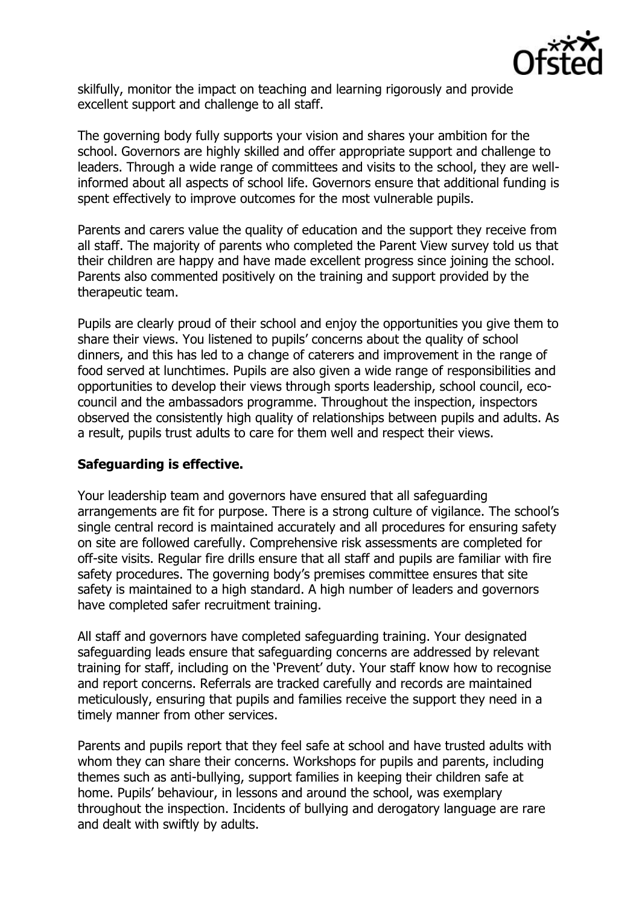skilfully, monitor the impact on teaching and learning rigorously and provide excellent support and challenge to all staff.

The governing body fully supports your vision and shares your ambition for the school. Governors are highly skilled and offer appropriate support and challenge to leaders. Through a wide range of committees and visits to the school, they are well-informed about all aspects of school life. Governors ensure that additional funding is spent effectively to improve outcomes for the most vulnerable pupils.

Parents and carers value the quality of education and the support they receive from all staff. The majority of parents who completed the Parent View survey told us that their children are happy and have made excellent progress since joining the school. Parents also commented positively on the training and support provided by the therapeutic team.

Pupils are clearly proud of their school and enjoy the opportunities you give them to share their views. You listened to pupils' concerns about the quality of school dinners, and this has led to a change of caterers and improvement in the range of food served at lunchtimes. Pupils are also given a wide range of responsibilities and opportunities to develop their views through sports leadership, school council, eco-council and the ambassadors programme. Throughout the inspection, inspectors observed the consistently high quality of relationships between pupils and adults. As a result, pupils trust adults to care for them well and respect their views.

## Safeguarding is effective.

Your leadership team and governors have ensured that all safeguarding arrangements are fit for purpose. There is a strong culture of vigilance. The school's single central record is maintained accurately and all procedures for ensuring safety on site are followed carefully. Comprehensive risk assessments are completed for off-site visits. Regular fire drills ensure that all staff and pupils are familiar with fire safety procedures. The governing body's premises committee ensures that site safety is maintained to a high standard. A high number of leaders and governors have completed safer recruitment training.

All staff and governors have completed safeguarding training. Your designated safeguarding leads ensure that safeguarding concerns are addressed by relevant training for staff, including on the 'Prevent' duty. Your staff know how to recognise and report concerns. Referrals are tracked carefully and records are maintained meticulously, ensuring that pupils and families receive the support they need in a timely manner from other services.

Parents and pupils report that they feel safe at school and have trusted adults with whom they can share their concerns. Workshops for pupils and parents, including themes such as anti-bullying, support families in keeping their children safe at home. Pupils' behaviour, in lessons and around the school, was exemplary throughout the inspection. Incidents of bullying and derogatory language are rare and dealt with swiftly by adults.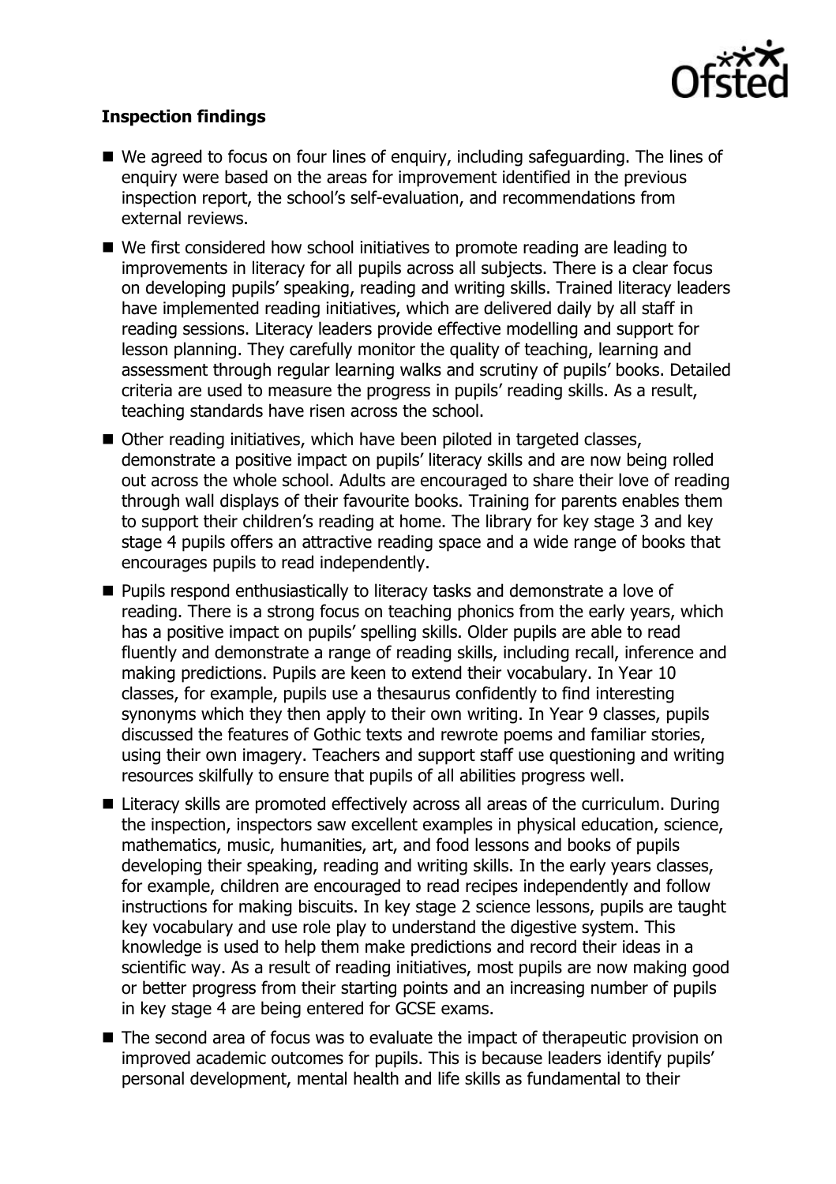**Inspection findings**

- We agreed to focus on four lines of enquiry, including safeguarding. The lines of enquiry were based on the areas for improvement identified in the previous inspection report, the school's self-evaluation, and recommendations from external reviews.
- We first considered how school initiatives to promote reading are leading to improvements in literacy for all pupils across all subjects. There is a clear focus on developing pupils' speaking, reading and writing skills. Trained literacy leaders have implemented reading initiatives, which are delivered daily by all staff in reading sessions. Literacy leaders provide effective modelling and support for lesson planning. They carefully monitor the quality of teaching, learning and assessment through regular learning walks and scrutiny of pupils' books. Detailed criteria are used to measure the progress in pupils' reading skills. As a result, teaching standards have risen across the school.
- Other reading initiatives, which have been piloted in targeted classes, demonstrate a positive impact on pupils' literacy skills and are now being rolled out across the whole school. Adults are encouraged to share their love of reading through wall displays of their favourite books. Training for parents enables them to support their children's reading at home. The library for key stage 3 and key stage 4 pupils offers an attractive reading space and a wide range of books that encourages pupils to read independently.
- Pupils respond enthusiastically to literacy tasks and demonstrate a love of reading. There is a strong focus on teaching phonics from the early years, which has a positive impact on pupils' spelling skills. Older pupils are able to read fluently and demonstrate a range of reading skills, including recall, inference and making predictions. Pupils are keen to extend their vocabulary. In Year 10 classes, for example, pupils use a thesaurus confidently to find interesting synonyms which they then apply to their own writing. In Year 9 classes, pupils discussed the features of Gothic texts and rewrote poems and familiar stories, using their own imagery. Teachers and support staff use questioning and writing resources skilfully to ensure that pupils of all abilities progress well.
- Literacy skills are promoted effectively across all areas of the curriculum. During the inspection, inspectors saw excellent examples in physical education, science, mathematics, music, humanities, art, and food lessons and books of pupils developing their speaking, reading and writing skills. In the early years classes, for example, children are encouraged to read recipes independently and follow instructions for making biscuits. In key stage 2 science lessons, pupils are taught key vocabulary and use role play to understand the digestive system. This knowledge is used to help them make predictions and record their ideas in a scientific way. As a result of reading initiatives, most pupils are now making good or better progress from their starting points and an increasing number of pupils in key stage 4 are being entered for GCSE exams.
- The second area of focus was to evaluate the impact of therapeutic provision on improved academic outcomes for pupils. This is because leaders identify pupils' personal development, mental health and life skills as fundamental to their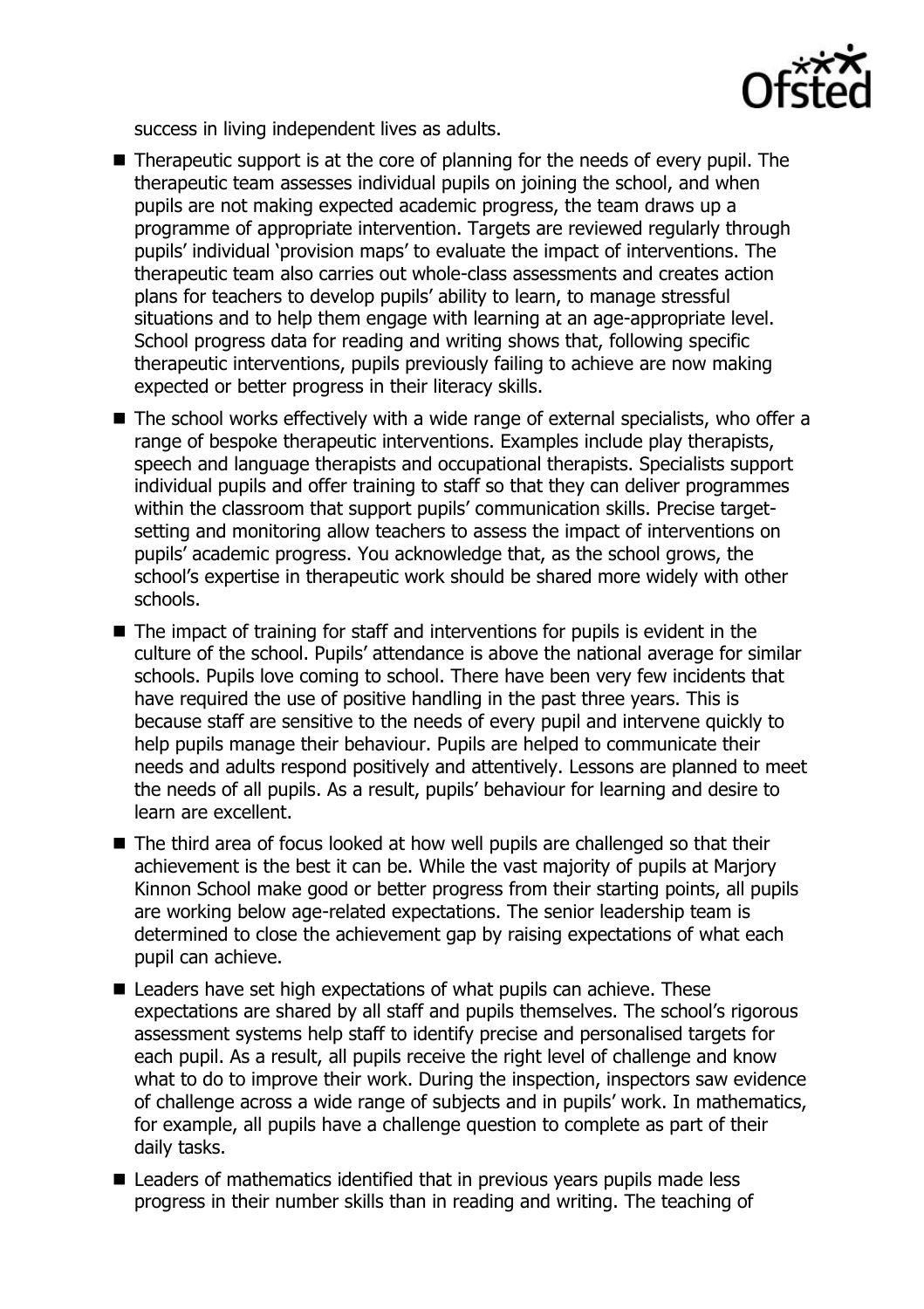success in living independent lives as adults.

- Therapeutic support is at the core of planning for the needs of every pupil. The therapeutic team assesses individual pupils on joining the school, and when pupils are not making expected academic progress, the team draws up a programme of appropriate intervention. Targets are reviewed regularly through pupils' individual 'provision maps' to evaluate the impact of interventions. The therapeutic team also carries out whole-class assessments and creates action plans for teachers to develop pupils' ability to learn, to manage stressful situations and to help them engage with learning at an age-appropriate level. School progress data for reading and writing shows that, following specific therapeutic interventions, pupils previously failing to achieve are now making expected or better progress in their literacy skills.
- The school works effectively with a wide range of external specialists, who offer a range of bespoke therapeutic interventions. Examples include play therapists, speech and language therapists and occupational therapists. Specialists support individual pupils and offer training to staff so that they can deliver programmes within the classroom that support pupils' communication skills. Precise target-setting and monitoring allow teachers to assess the impact of interventions on pupils' academic progress. You acknowledge that, as the school grows, the school's expertise in therapeutic work should be shared more widely with other schools.
- The impact of training for staff and interventions for pupils is evident in the culture of the school. Pupils' attendance is above the national average for similar schools. Pupils love coming to school. There have been very few incidents that have required the use of positive handling in the past three years. This is because staff are sensitive to the needs of every pupil and intervene quickly to help pupils manage their behaviour. Pupils are helped to communicate their needs and adults respond positively and attentively. Lessons are planned to meet the needs of all pupils. As a result, pupils' behaviour for learning and desire to learn are excellent.
- The third area of focus looked at how well pupils are challenged so that their achievement is the best it can be. While the vast majority of pupils at Marjory Kinnon School make good or better progress from their starting points, all pupils are working below age-related expectations. The senior leadership team is determined to close the achievement gap by raising expectations of what each pupil can achieve.
- Leaders have set high expectations of what pupils can achieve. These expectations are shared by all staff and pupils themselves. The school's rigorous assessment systems help staff to identify precise and personalised targets for each pupil. As a result, all pupils receive the right level of challenge and know what to do to improve their work. During the inspection, inspectors saw evidence of challenge across a wide range of subjects and in pupils' work. In mathematics, for example, all pupils have a challenge question to complete as part of their daily tasks.
- Leaders of mathematics identified that in previous years pupils made less progress in their number skills than in reading and writing. The teaching of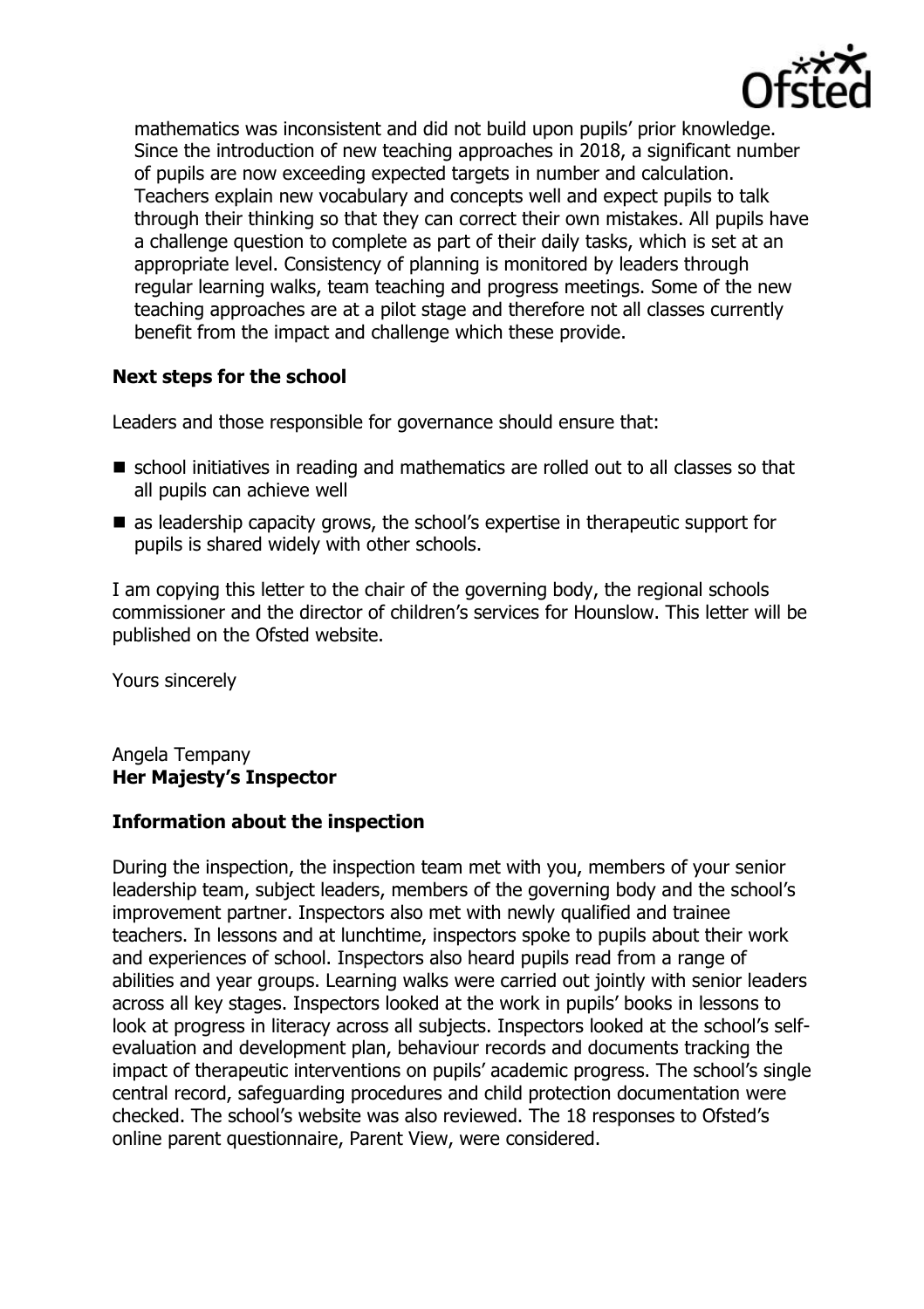mathematics was inconsistent and did not build upon pupils' prior knowledge. Since the introduction of new teaching approaches in 2018, a significant number of pupils are now exceeding expected targets in number and calculation. Teachers explain new vocabulary and concepts well and expect pupils to talk through their thinking so that they can correct their own mistakes. All pupils have a challenge question to complete as part of their daily tasks, which is set at an appropriate level. Consistency of planning is monitored by leaders through regular learning walks, team teaching and progress meetings. Some of the new teaching approaches are at a pilot stage and therefore not all classes currently benefit from the impact and challenge which these provide.

### Next steps for the school

Leaders and those responsible for governance should ensure that:

- school initiatives in reading and mathematics are rolled out to all classes so that all pupils can achieve well
- as leadership capacity grows, the school's expertise in therapeutic support for pupils is shared widely with other schools.

I am copying this letter to the chair of the governing body, the regional schools commissioner and the director of children's services for Hounslow. This letter will be published on the Ofsted website.

Yours sincerely

Angela Tempany
**Her Majesty's Inspector**

### Information about the inspection

During the inspection, the inspection team met with you, members of your senior leadership team, subject leaders, members of the governing body and the school's improvement partner. Inspectors also met with newly qualified and trainee teachers. In lessons and at lunchtime, inspectors spoke to pupils about their work and experiences of school. Inspectors also heard pupils read from a range of abilities and year groups. Learning walks were carried out jointly with senior leaders across all key stages. Inspectors looked at the work in pupils' books in lessons to look at progress in literacy across all subjects. Inspectors looked at the school's self-evaluation and development plan, behaviour records and documents tracking the impact of therapeutic interventions on pupils' academic progress. The school's single central record, safeguarding procedures and child protection documentation were checked. The school's website was also reviewed. The 18 responses to Ofsted's online parent questionnaire, Parent View, were considered.